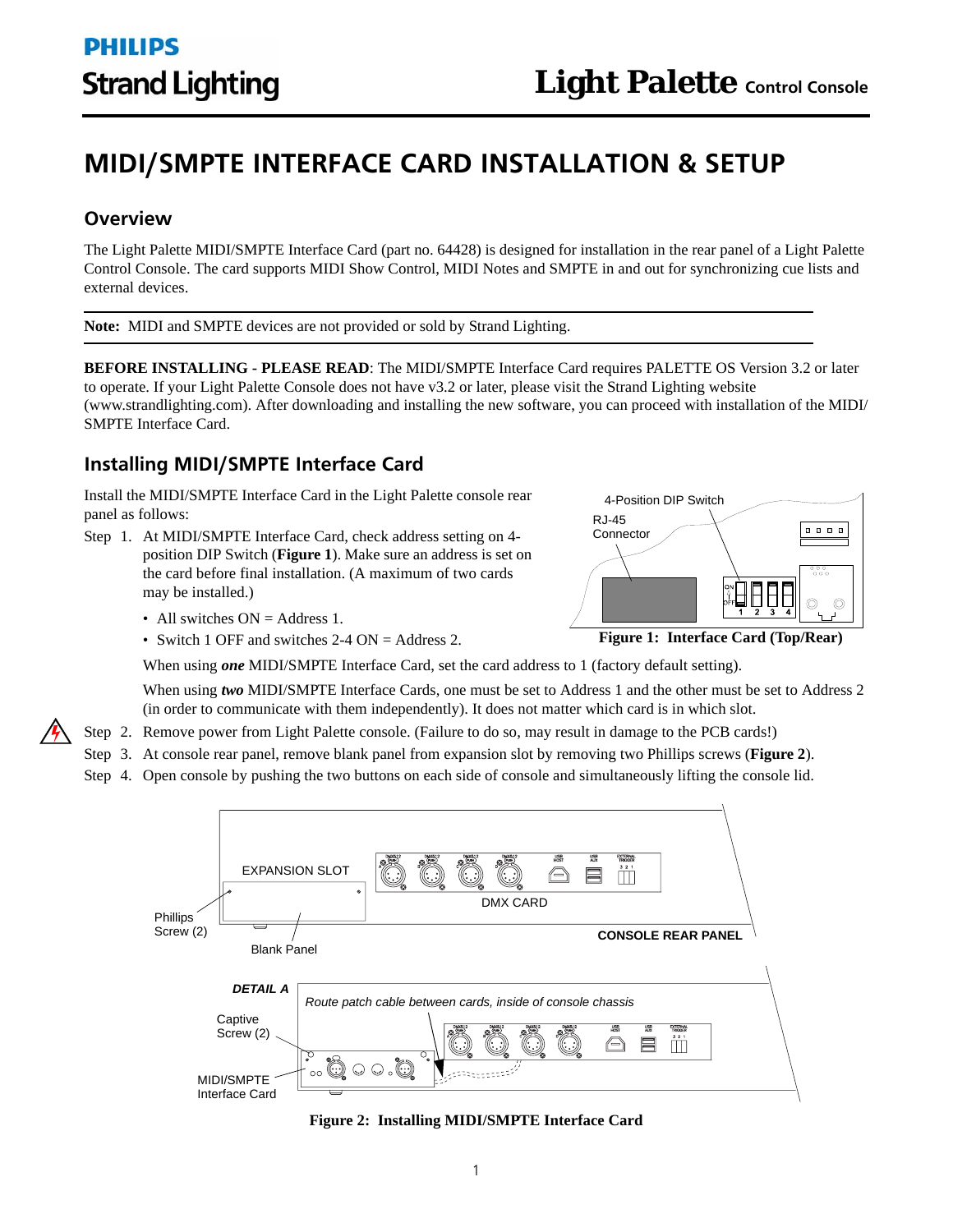PHILIPS
Strand Lighting

**Light Palette** Control Console

# MIDI/SMPTE INTERFACE CARD INSTALLATION & SETUP

## Overview

The Light Palette MIDI/SMPTE Interface Card (part no. 64428) is designed for installation in the rear panel of a Light Palette Control Console. The card supports MIDI Show Control, MIDI Notes and SMPTE in and out for synchronizing cue lists and external devices.

**Note:** MIDI and SMPTE devices are not provided or sold by Strand Lighting.

**BEFORE INSTALLING - PLEASE READ**: The MIDI/SMPTE Interface Card requires PALETTE OS Version 3.2 or later to operate. If your Light Palette Console does not have v3.2 or later, please visit the Strand Lighting website (www.strandlighting.com). After downloading and installing the new software, you can proceed with installation of the MIDI/SMPTE Interface Card.

## Installing MIDI/SMPTE Interface Card

Install the MIDI/SMPTE Interface Card in the Light Palette console rear panel as follows:

Step 1. At MIDI/SMPTE Interface Card, check address setting on 4-position DIP Switch (**Figure 1**). Make sure an address is set on the card before final installation. (A maximum of two cards may be installed.)

- All switches ON = Address 1.
- Switch 1 OFF and switches 2-4 ON = Address 2.

When using ***one*** MIDI/SMPTE Interface Card, set the card address to 1 (factory default setting).

When using ***two*** MIDI/SMPTE Interface Cards, one must be set to Address 1 and the other must be set to Address 2 (in order to communicate with them independently). It does not matter which card is in which slot.

4-Position DIP Switch
RJ-45 Connector
ON
OFF
1 2 3 4

**Figure 1: Interface Card (Top/Rear)**

Step 2. Remove power from Light Palette console. (Failure to do so, may result in damage to the PCB cards!)

Step 3. At console rear panel, remove blank panel from expansion slot by removing two Phillips screws (**Figure 2**).

Step 4. Open console by pushing the two buttons on each side of console and simultaneously lifting the console lid.

EXPANSION SLOT
Phillips Screw (2)
Blank Panel
DMX CARD
CONSOLE REAR PANEL
DETAIL A
Route patch cable between cards, inside of console chassis
Captive Screw (2)
MIDI/SMPTE Interface Card

**Figure 2: Installing MIDI/SMPTE Interface Card**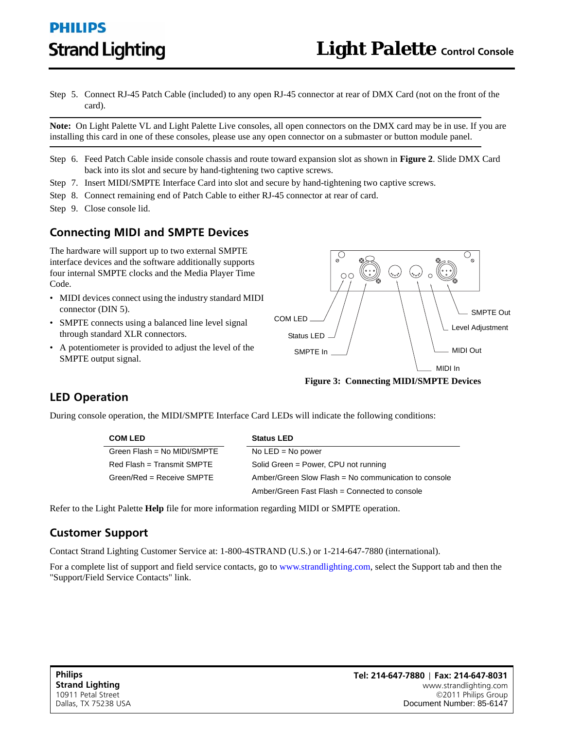Step 5. Connect RJ-45 Patch Cable (included) to any open RJ-45 connector at rear of DMX Card (not on the front of the card).

**Note:** On Light Palette VL and Light Palette Live consoles, all open connectors on the DMX card may be in use. If you are installing this card in one of these consoles, please use any open connector on a submaster or button module panel.

Step 6. Feed Patch Cable inside console chassis and route toward expansion slot as shown in **Figure 2**. Slide DMX Card back into its slot and secure by hand-tightening two captive screws.

Step 7. Insert MIDI/SMPTE Interface Card into slot and secure by hand-tightening two captive screws.

Step 8. Connect remaining end of Patch Cable to either RJ-45 connector at rear of card.

Step 9. Close console lid.

## Connecting MIDI and SMPTE Devices

The hardware will support up to two external SMPTE interface devices and the software additionally supports four internal SMPTE clocks and the Media Player Time Code.

- MIDI devices connect using the industry standard MIDI connector (DIN 5).
- SMPTE connects using a balanced line level signal through standard XLR connectors.
- A potentiometer is provided to adjust the level of the SMPTE output signal.

COM LED
Status LED
SMPTE In
SMPTE Out
Level Adjustment
MIDI Out
MIDI In

**Figure 3: Connecting MIDI/SMPTE Devices**

## LED Operation

During console operation, the MIDI/SMPTE Interface Card LEDs will indicate the following conditions:

| COM LED | Status LED |
|---|---|
| Green Flash = No MIDI/SMPTE | No LED = No power |
| Red Flash = Transmit SMPTE | Solid Green = Power, CPU not running |
| Green/Red = Receive SMPTE | Amber/Green Slow Flash = No communication to console |
| | Amber/Green Fast Flash = Connected to console |

Refer to the Light Palette **Help** file for more information regarding MIDI or SMPTE operation.

## Customer Support

Contact Strand Lighting Customer Service at: 1-800-4STRAND (U.S.) or 1-214-647-7880 (international).

For a complete list of support and field service contacts, go to www.strandlighting.com, select the Support tab and then the "Support/Field Service Contacts" link.

**Philips**
**Strand Lighting**
10911 Petal Street
Dallas, TX 75238 USA

**Tel: 214-647-7880 | Fax: 214-647-8031**
www.strandlighting.com
©2011 Philips Group
Document Number: 85-6147